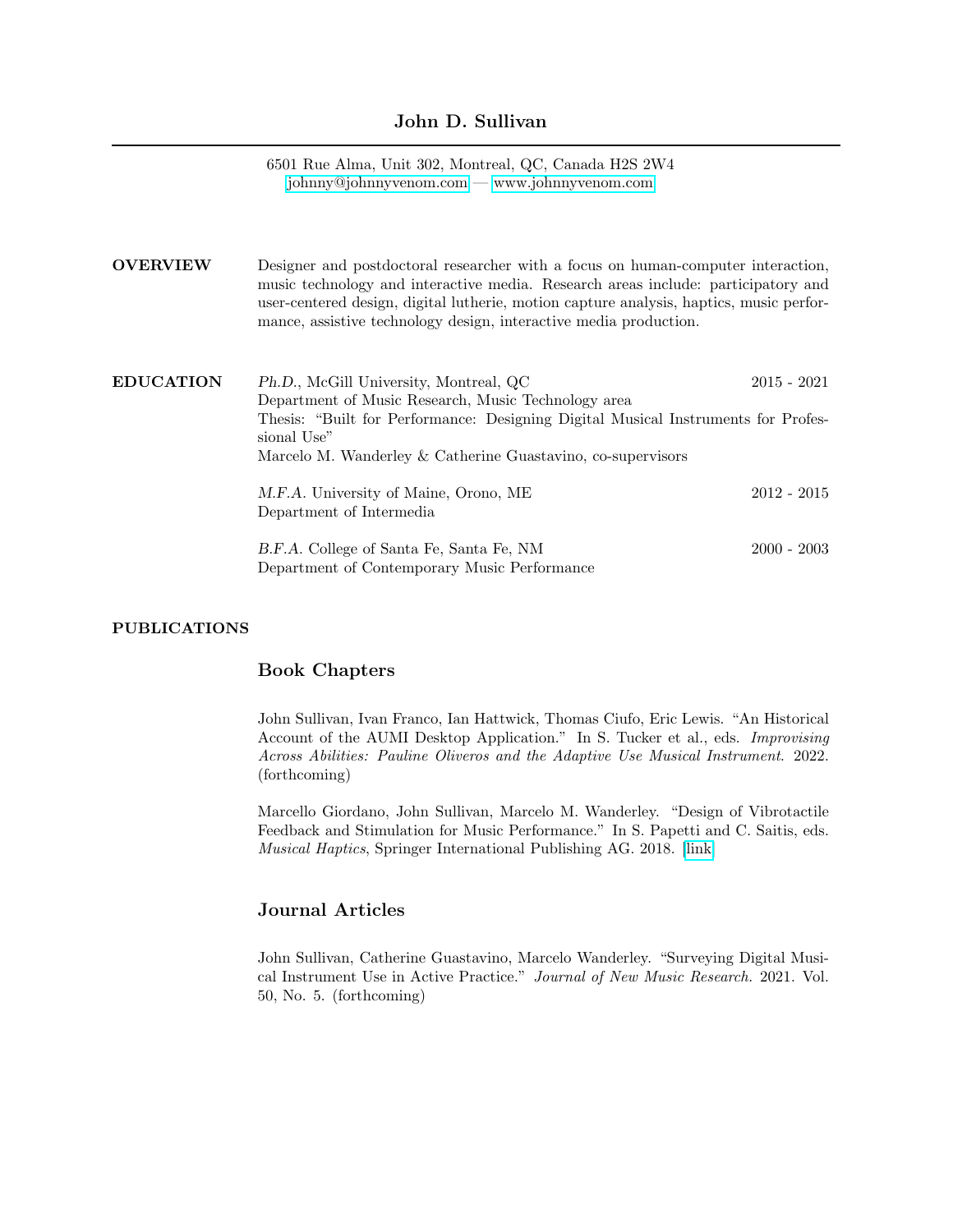# John D. Sullivan

6501 Rue Alma, Unit 302, Montreal, QC, Canada H2S 2W4
johnny@johnnyvenom.com — www.johnnyvenom.com

## OVERVIEW

Designer and postdoctoral researcher with a focus on human-computer interaction, music technology and interactive media. Research areas include: participatory and user-centered design, digital lutherie, motion capture analysis, haptics, music performance, assistive technology design, interactive media production.

## EDUCATION

*Ph.D.*, McGill University, Montreal, QC — 2015 - 2021
Department of Music Research, Music Technology area
Thesis: "Built for Performance: Designing Digital Musical Instruments for Professional Use"
Marcelo M. Wanderley & Catherine Guastavino, co-supervisors

*M.F.A.* University of Maine, Orono, ME — 2012 - 2015
Department of Intermedia

*B.F.A.* College of Santa Fe, Santa Fe, NM — 2000 - 2003
Department of Contemporary Music Performance

## PUBLICATIONS

### Book Chapters

John Sullivan, Ivan Franco, Ian Hattwick, Thomas Ciufo, Eric Lewis. "An Historical Account of the AUMI Desktop Application." In S. Tucker et al., eds. *Improvising Across Abilities: Pauline Oliveros and the Adaptive Use Musical Instrument*. 2022. (forthcoming)

Marcello Giordano, John Sullivan, Marcelo M. Wanderley. "Design of Vibrotactile Feedback and Stimulation for Music Performance." In S. Papetti and C. Saitis, eds. *Musical Haptics*, Springer International Publishing AG. 2018. [link]

### Journal Articles

John Sullivan, Catherine Guastavino, Marcelo Wanderley. "Surveying Digital Musical Instrument Use in Active Practice." *Journal of New Music Research.* 2021. Vol. 50, No. 5. (forthcoming)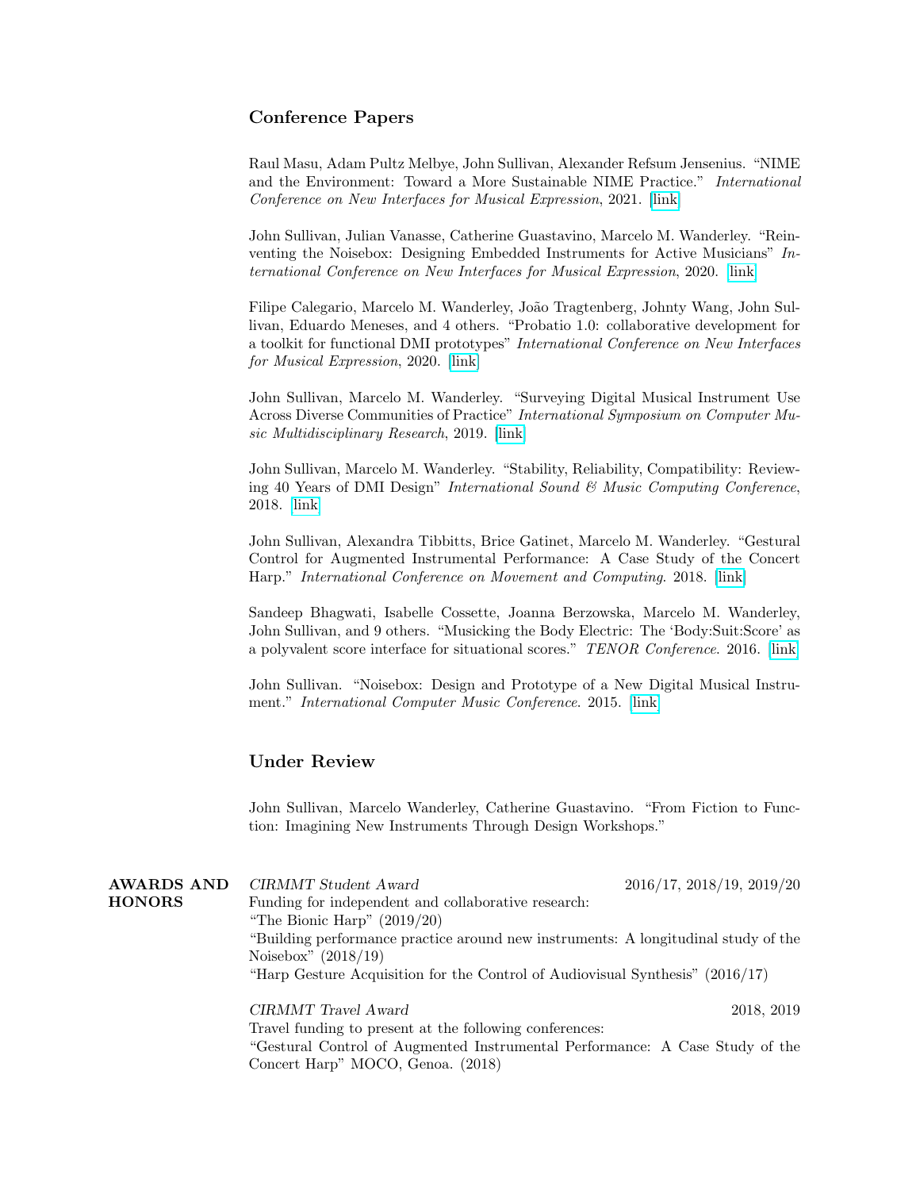### Conference Papers

Raul Masu, Adam Pultz Melbye, John Sullivan, Alexander Refsum Jensenius. "NIME and the Environment: Toward a More Sustainable NIME Practice." *International Conference on New Interfaces for Musical Expression*, 2021. [link]

John Sullivan, Julian Vanasse, Catherine Guastavino, Marcelo M. Wanderley. "Reinventing the Noisebox: Designing Embedded Instruments for Active Musicians" *International Conference on New Interfaces for Musical Expression*, 2020. [link]

Filipe Calegario, Marcelo M. Wanderley, João Tragtenberg, Johnty Wang, John Sullivan, Eduardo Meneses, and 4 others. "Probatio 1.0: collaborative development for a toolkit for functional DMI prototypes" *International Conference on New Interfaces for Musical Expression*, 2020. [link]

John Sullivan, Marcelo M. Wanderley. "Surveying Digital Musical Instrument Use Across Diverse Communities of Practice" *International Symposium on Computer Music Multidisciplinary Research*, 2019. [link]

John Sullivan, Marcelo M. Wanderley. "Stability, Reliability, Compatibility: Reviewing 40 Years of DMI Design" *International Sound & Music Computing Conference*, 2018. [link]

John Sullivan, Alexandra Tibbitts, Brice Gatinet, Marcelo M. Wanderley. "Gestural Control for Augmented Instrumental Performance: A Case Study of the Concert Harp." *International Conference on Movement and Computing*. 2018. [link]

Sandeep Bhagwati, Isabelle Cossette, Joanna Berzowska, Marcelo M. Wanderley, John Sullivan, and 9 others. "Musicking the Body Electric: The 'Body:Suit:Score' as a polyvalent score interface for situational scores." *TENOR Conference*. 2016. [link]

John Sullivan. "Noisebox: Design and Prototype of a New Digital Musical Instrument." *International Computer Music Conference*. 2015. [link]

### Under Review

John Sullivan, Marcelo Wanderley, Catherine Guastavino. "From Fiction to Function: Imagining New Instruments Through Design Workshops."

## AWARDS AND HONORS

*CIRMMT Student Award* — 2016/17, 2018/19, 2019/20

Funding for independent and collaborative research:
"The Bionic Harp" (2019/20)
"Building performance practice around new instruments: A longitudinal study of the Noisebox" (2018/19)
"Harp Gesture Acquisition for the Control of Audiovisual Synthesis" (2016/17)

*CIRMMT Travel Award* — 2018, 2019

Travel funding to present at the following conferences:
"Gestural Control of Augmented Instrumental Performance: A Case Study of the Concert Harp" MOCO, Genoa. (2018)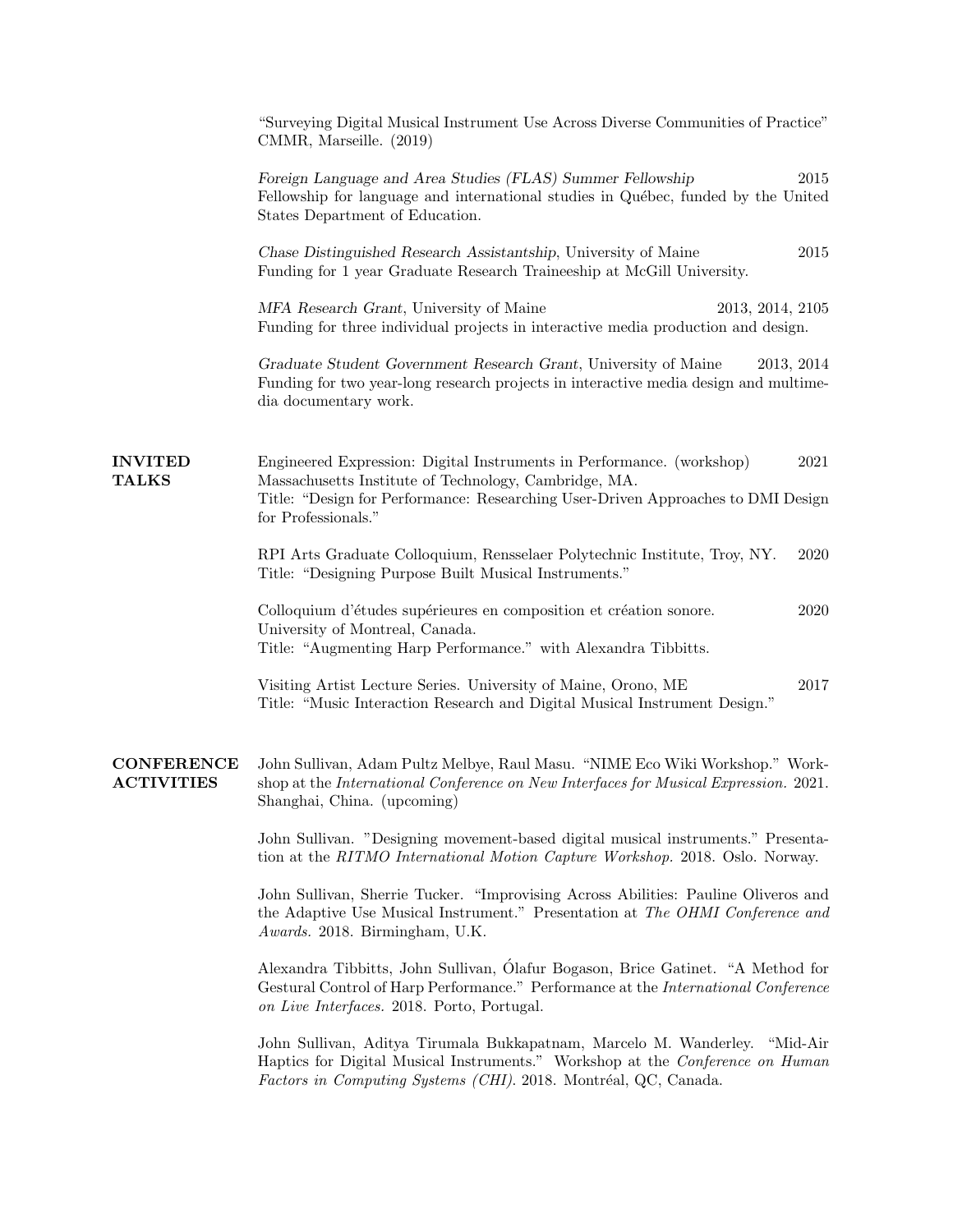"Surveying Digital Musical Instrument Use Across Diverse Communities of Practice" CMMR, Marseille. (2019)

*Foreign Language and Area Studies (FLAS) Summer Fellowship* 2015
Fellowship for language and international studies in Québec, funded by the United States Department of Education.

*Chase Distinguished Research Assistantship*, University of Maine 2015
Funding for 1 year Graduate Research Traineeship at McGill University.

*MFA Research Grant*, University of Maine 2013, 2014, 2105
Funding for three individual projects in interactive media production and design.

*Graduate Student Government Research Grant*, University of Maine 2013, 2014
Funding for two year-long research projects in interactive media design and multimedia documentary work.

## INVITED TALKS

Engineered Expression: Digital Instruments in Performance. (workshop) 2021
Massachusetts Institute of Technology, Cambridge, MA.
Title: "Design for Performance: Researching User-Driven Approaches to DMI Design for Professionals."

RPI Arts Graduate Colloquium, Rensselaer Polytechnic Institute, Troy, NY. 2020
Title: "Designing Purpose Built Musical Instruments."

Colloquium d'études supérieures en composition et création sonore. 2020
University of Montreal, Canada.
Title: "Augmenting Harp Performance." with Alexandra Tibbitts.

Visiting Artist Lecture Series. University of Maine, Orono, ME 2017
Title: "Music Interaction Research and Digital Musical Instrument Design."

## CONFERENCE ACTIVITIES

John Sullivan, Adam Pultz Melbye, Raul Masu. "NIME Eco Wiki Workshop." Workshop at the *International Conference on New Interfaces for Musical Expression.* 2021. Shanghai, China. (upcoming)

John Sullivan. "Designing movement-based digital musical instruments." Presentation at the *RITMO International Motion Capture Workshop.* 2018. Oslo. Norway.

John Sullivan, Sherrie Tucker. "Improvising Across Abilities: Pauline Oliveros and the Adaptive Use Musical Instrument." Presentation at *The OHMI Conference and Awards.* 2018. Birmingham, U.K.

Alexandra Tibbitts, John Sullivan, Ólafur Bogason, Brice Gatinet. "A Method for Gestural Control of Harp Performance." Performance at the *International Conference on Live Interfaces.* 2018. Porto, Portugal.

John Sullivan, Aditya Tirumala Bukkapatnam, Marcelo M. Wanderley. "Mid-Air Haptics for Digital Musical Instruments." Workshop at the *Conference on Human Factors in Computing Systems (CHI).* 2018. Montréal, QC, Canada.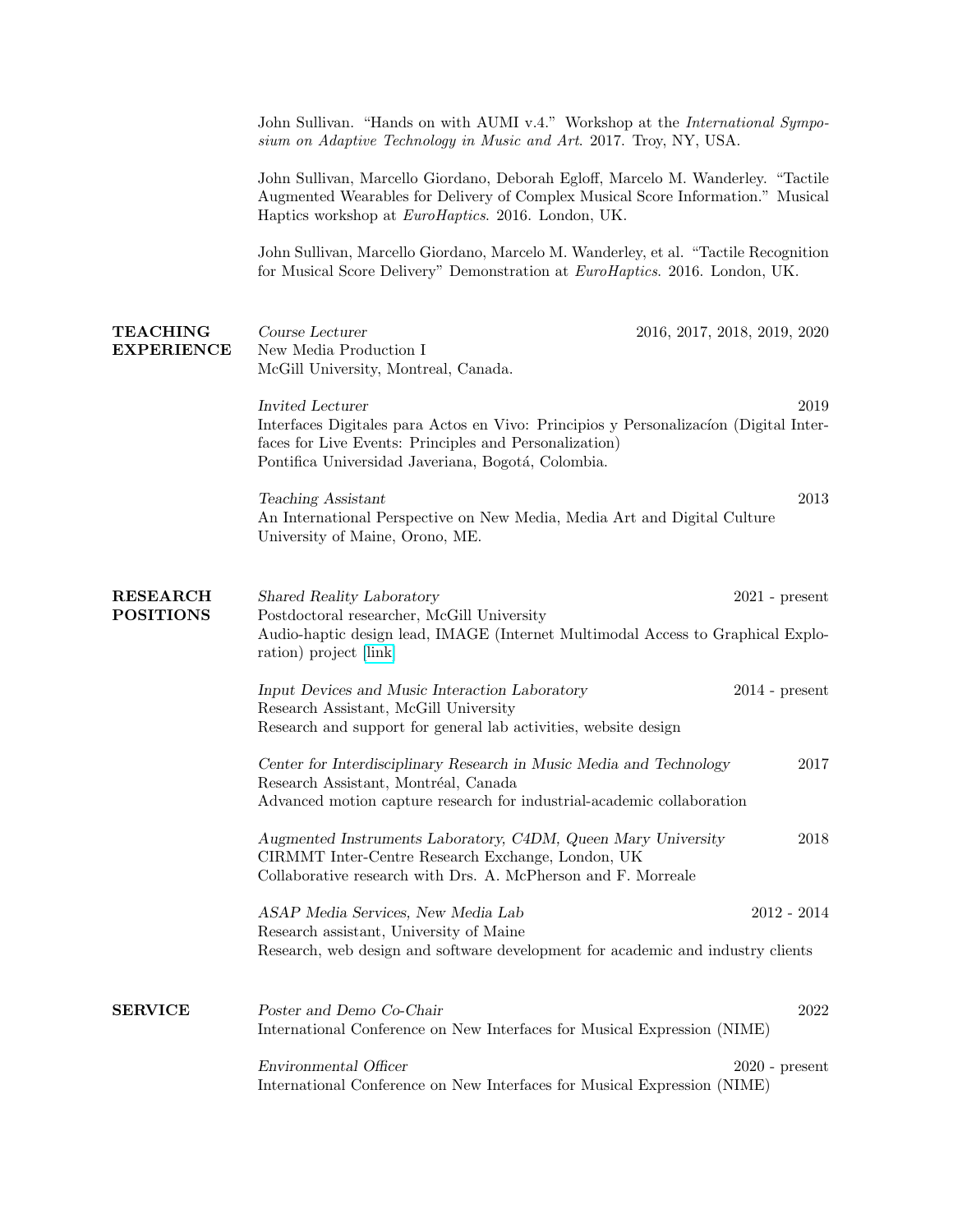John Sullivan. "Hands on with AUMI v.4." Workshop at the *International Symposium on Adaptive Technology in Music and Art*. 2017. Troy, NY, USA.

John Sullivan, Marcello Giordano, Deborah Egloff, Marcelo M. Wanderley. "Tactile Augmented Wearables for Delivery of Complex Musical Score Information." Musical Haptics workshop at *EuroHaptics*. 2016. London, UK.

John Sullivan, Marcello Giordano, Marcelo M. Wanderley, et al. "Tactile Recognition for Musical Score Delivery" Demonstration at *EuroHaptics*. 2016. London, UK.

## TEACHING EXPERIENCE

*Course Lecturer* — 2016, 2017, 2018, 2019, 2020
New Media Production I
McGill University, Montreal, Canada.

*Invited Lecturer* — 2019
Interfaces Digitales para Actos en Vivo: Principios y Personalizacíon (Digital Interfaces for Live Events: Principles and Personalization)
Pontifica Universidad Javeriana, Bogotá, Colombia.

*Teaching Assistant* — 2013
An International Perspective on New Media, Media Art and Digital Culture
University of Maine, Orono, ME.

## RESEARCH POSITIONS

*Shared Reality Laboratory* — 2021 - present
Postdoctoral researcher, McGill University
Audio-haptic design lead, IMAGE (Internet Multimodal Access to Graphical Exploration) project [link]

*Input Devices and Music Interaction Laboratory* — 2014 - present
Research Assistant, McGill University
Research and support for general lab activities, website design

*Center for Interdisciplinary Research in Music Media and Technology* — 2017
Research Assistant, Montréal, Canada
Advanced motion capture research for industrial-academic collaboration

*Augmented Instruments Laboratory, C4DM, Queen Mary University* — 2018
CIRMMT Inter-Centre Research Exchange, London, UK
Collaborative research with Drs. A. McPherson and F. Morreale

*ASAP Media Services, New Media Lab* — 2012 - 2014
Research assistant, University of Maine
Research, web design and software development for academic and industry clients

## SERVICE

*Poster and Demo Co-Chair* — 2022
International Conference on New Interfaces for Musical Expression (NIME)

*Environmental Officer* — 2020 - present
International Conference on New Interfaces for Musical Expression (NIME)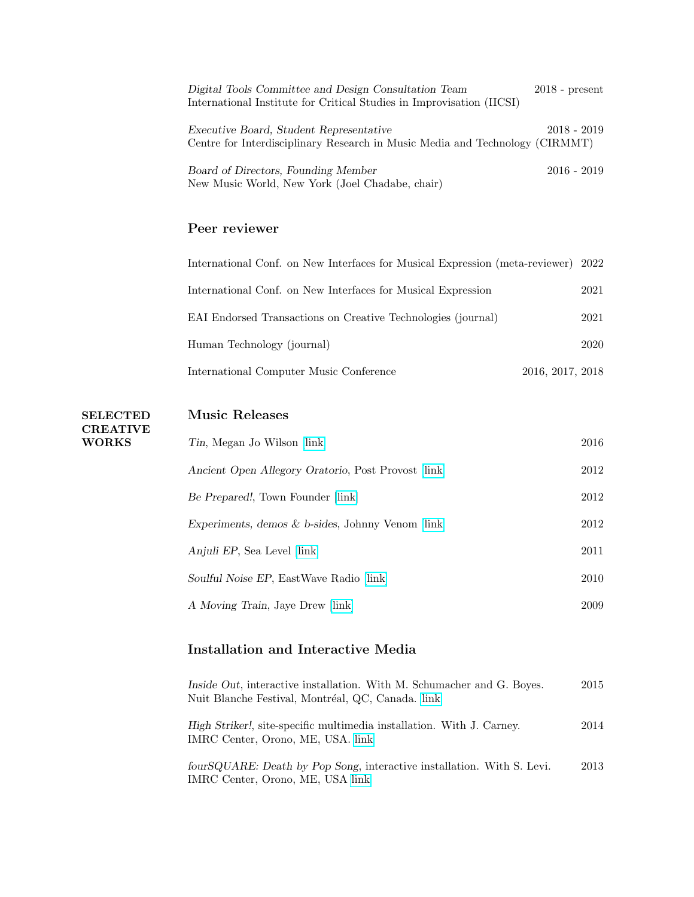*Digital Tools Committee and Design Consultation Team* 2018 - present
International Institute for Critical Studies in Improvisation (IICSI)

*Executive Board, Student Representative* 2018 - 2019
Centre for Interdisciplinary Research in Music Media and Technology (CIRMMT)

*Board of Directors, Founding Member* 2016 - 2019
New Music World, New York (Joel Chadabe, chair)

### Peer reviewer

International Conf. on New Interfaces for Musical Expression (meta-reviewer) 2022

International Conf. on New Interfaces for Musical Expression 2021

EAI Endorsed Transactions on Creative Technologies (journal) 2021

Human Technology (journal) 2020

International Computer Music Conference 2016, 2017, 2018

## SELECTED CREATIVE WORKS

### Music Releases

*Tin*, Megan Jo Wilson [link] 2016

*Ancient Open Allegory Oratorio*, Post Provost [link] 2012

*Be Prepared!*, Town Founder [link] 2012

*Experiments, demos & b-sides*, Johnny Venom [link] 2012

*Anjuli EP*, Sea Level [link] 2011

*Soulful Noise EP*, EastWave Radio [link] 2010

*A Moving Train*, Jaye Drew [link] 2009

### Installation and Interactive Media

*Inside Out*, interactive installation. With M. Schumacher and G. Boyes. 2015
Nuit Blanche Festival, Montréal, QC, Canada. [link]

*High Striker!*, site-specific multimedia installation. With J. Carney. 2014
IMRC Center, Orono, ME, USA. [link]

*fourSQUARE: Death by Pop Song*, interactive installation. With S. Levi. 2013
IMRC Center, Orono, ME, USA [link]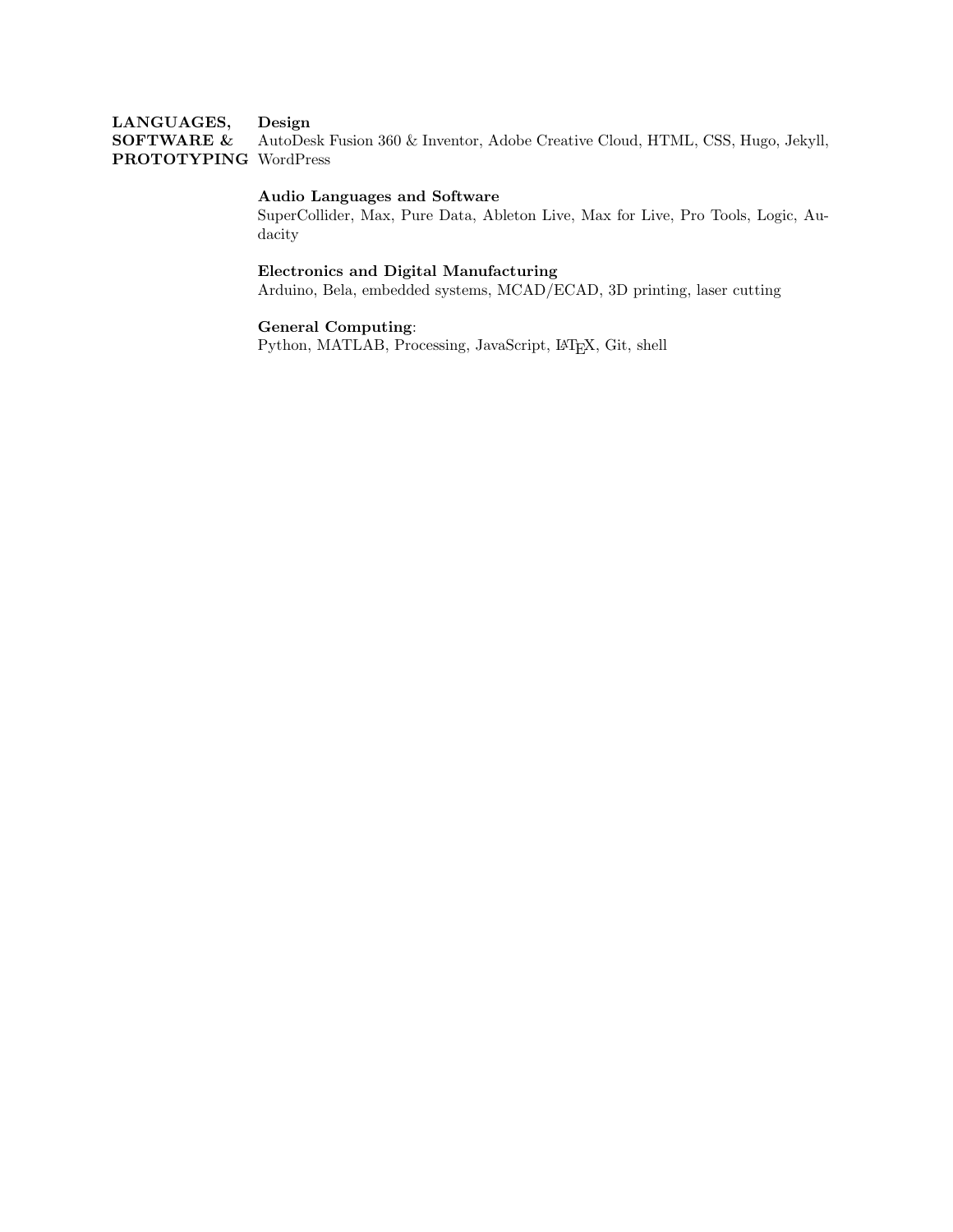## LANGUAGES, SOFTWARE & PROTOTYPING

**Design**
AutoDesk Fusion 360 & Inventor, Adobe Creative Cloud, HTML, CSS, Hugo, Jekyll, WordPress

**Audio Languages and Software**
SuperCollider, Max, Pure Data, Ableton Live, Max for Live, Pro Tools, Logic, Audacity

**Electronics and Digital Manufacturing**
Arduino, Bela, embedded systems, MCAD/ECAD, 3D printing, laser cutting

**General Computing**:
Python, MATLAB, Processing, JavaScript, LaTeX, Git, shell